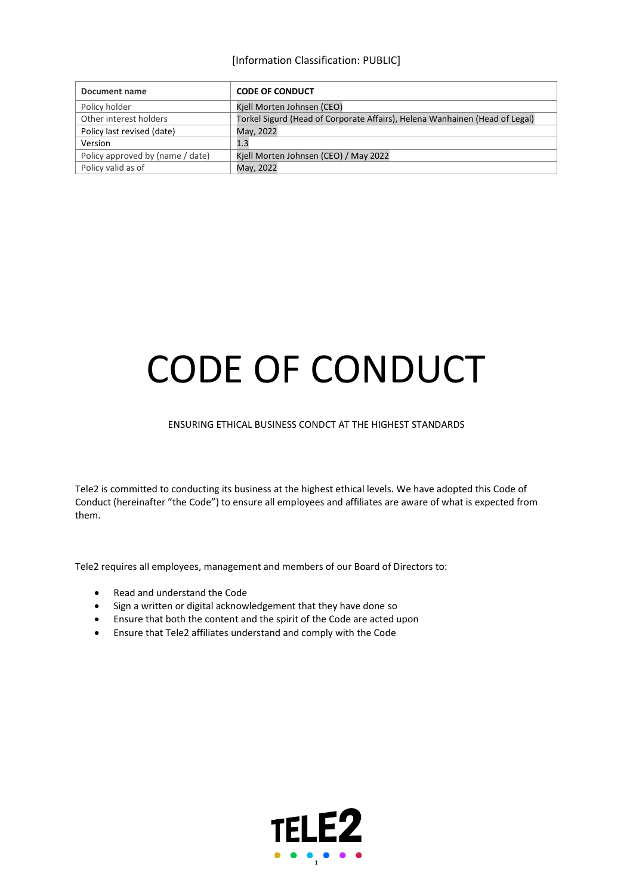[Information Classification: PUBLIC]

| Document name | CODE OF CONDUCT |
|---|---|
| Policy holder | Kjell Morten Johnsen (CEO) |
| Other interest holders | Torkel Sigurd (Head of Corporate Affairs), Helena Wanhainen (Head of Legal) |
| Policy last revised (date) | May, 2022 |
| Version | 1.3 |
| Policy approved by (name / date) | Kjell Morten Johnsen (CEO) / May 2022 |
| Policy valid as of | May, 2022 |

# CODE OF CONDUCT

ENSURING ETHICAL BUSINESS CONDCT AT THE HIGHEST STANDARDS

Tele2 is committed to conducting its business at the highest ethical levels. We have adopted this Code of Conduct (hereinafter "the Code") to ensure all employees and affiliates are aware of what is expected from them.

Tele2 requires all employees, management and members of our Board of Directors to:

- Read and understand the Code
- Sign a written or digital acknowledgement that they have done so
- Ensure that both the content and the spirit of the Code are acted upon
- Ensure that Tele2 affiliates understand and comply with the Code

TELE2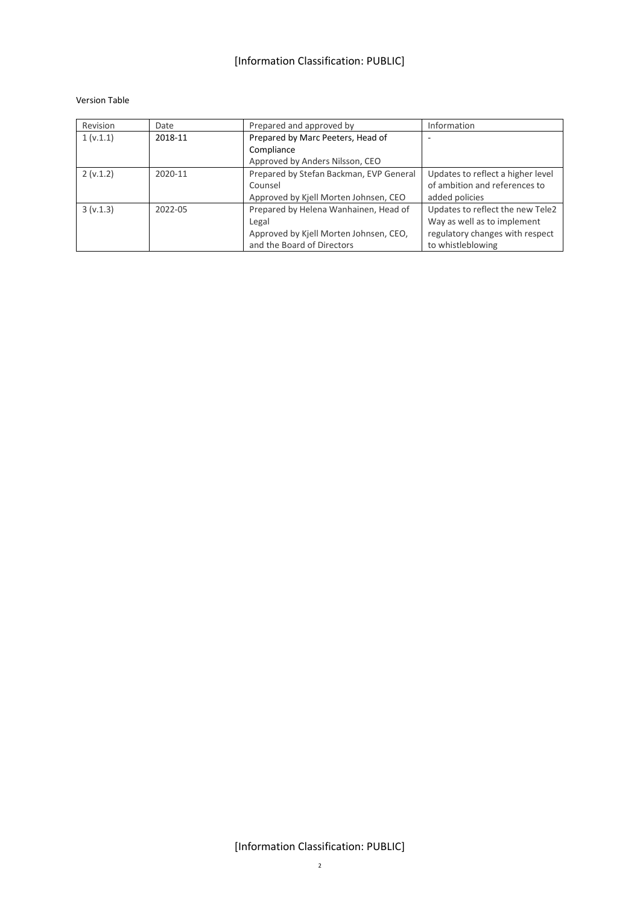Version Table

| Revision | Date | Prepared and approved by | Information |
|---|---|---|---|
| 1 (v.1.1) | 2018-11 | Prepared by Marc Peeters, Head of Compliance<br>Approved by Anders Nilsson, CEO | - |
| 2 (v.1.2) | 2020-11 | Prepared by Stefan Backman, EVP General Counsel<br>Approved by Kjell Morten Johnsen, CEO | Updates to reflect a higher level of ambition and references to added policies |
| 3 (v.1.3) | 2022-05 | Prepared by Helena Wanhainen, Head of Legal<br>Approved by Kjell Morten Johnsen, CEO, and the Board of Directors | Updates to reflect the new Tele2 Way as well as to implement regulatory changes with respect to whistleblowing |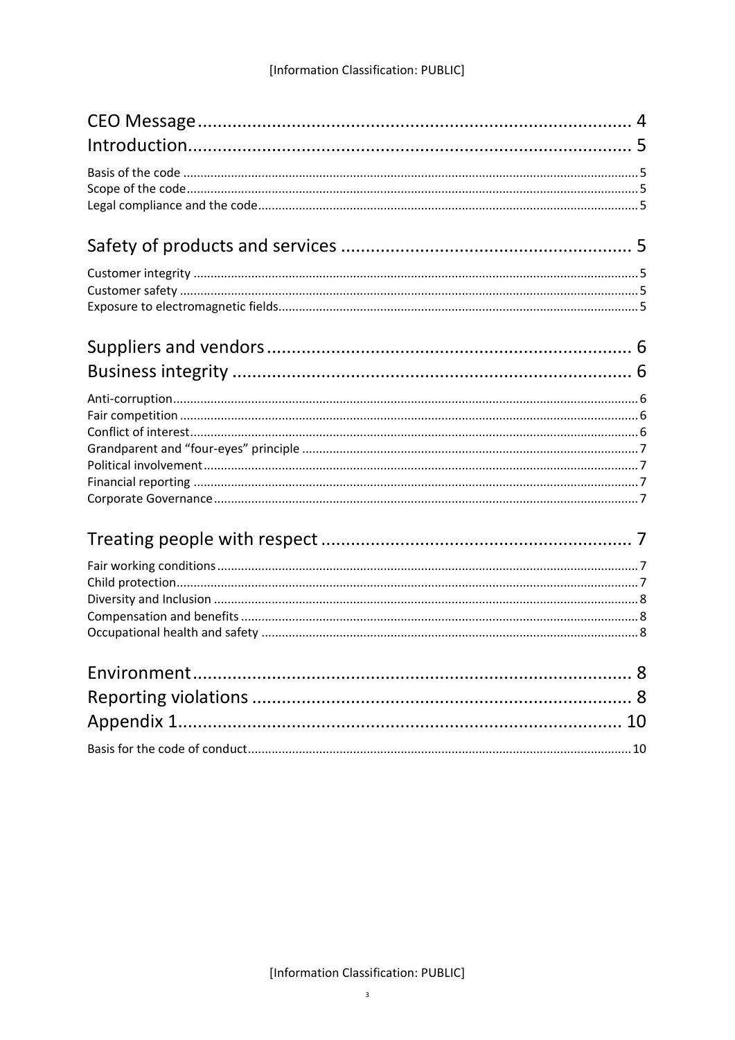CEO Message ........ 4
Introduction ........ 5
Basis of the code ........ 5
Scope of the code ........ 5
Legal compliance and the code ........ 5

Safety of products and services ........ 5
Customer integrity ........ 5
Customer safety ........ 5
Exposure to electromagnetic fields ........ 5

Suppliers and vendors ........ 6
Business integrity ........ 6
Anti-corruption ........ 6
Fair competition ........ 6
Conflict of interest ........ 6
Grandparent and "four-eyes" principle ........ 7
Political involvement ........ 7
Financial reporting ........ 7
Corporate Governance ........ 7

Treating people with respect ........ 7
Fair working conditions ........ 7
Child protection ........ 7
Diversity and Inclusion ........ 8
Compensation and benefits ........ 8
Occupational health and safety ........ 8

Environment ........ 8
Reporting violations ........ 8
Appendix 1 ........ 10
Basis for the code of conduct ........ 10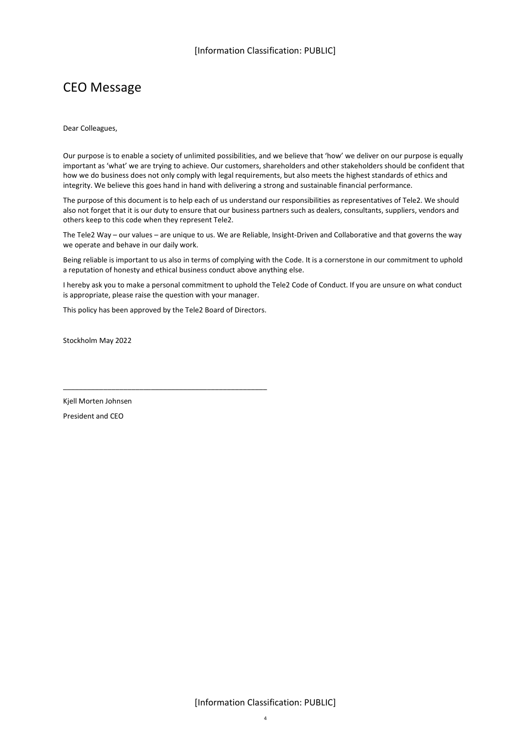# CEO Message

Dear Colleagues,

Our purpose is to enable a society of unlimited possibilities, and we believe that 'how' we deliver on our purpose is equally important as 'what' we are trying to achieve. Our customers, shareholders and other stakeholders should be confident that how we do business does not only comply with legal requirements, but also meets the highest standards of ethics and integrity. We believe this goes hand in hand with delivering a strong and sustainable financial performance.

The purpose of this document is to help each of us understand our responsibilities as representatives of Tele2. We should also not forget that it is our duty to ensure that our business partners such as dealers, consultants, suppliers, vendors and others keep to this code when they represent Tele2.

The Tele2 Way – our values – are unique to us. We are Reliable, Insight-Driven and Collaborative and that governs the way we operate and behave in our daily work.

Being reliable is important to us also in terms of complying with the Code. It is a cornerstone in our commitment to uphold a reputation of honesty and ethical business conduct above anything else.

I hereby ask you to make a personal commitment to uphold the Tele2 Code of Conduct. If you are unsure on what conduct is appropriate, please raise the question with your manager.

This policy has been approved by the Tele2 Board of Directors.

Stockholm May 2022

\_\_\_\_\_\_\_\_\_\_\_\_\_\_\_\_\_\_\_\_\_\_\_\_\_\_\_\_\_\_\_\_\_\_\_\_\_\_\_\_\_\_\_\_\_\_\_\_\_\_

Kjell Morten Johnsen

President and CEO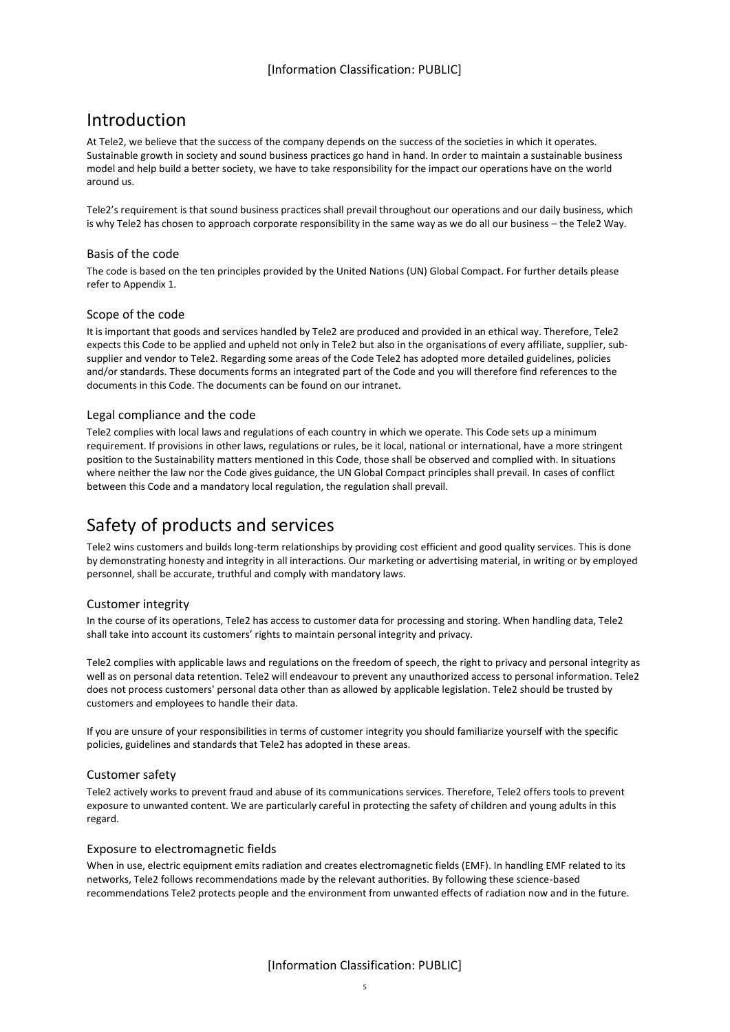# Introduction

At Tele2, we believe that the success of the company depends on the success of the societies in which it operates. Sustainable growth in society and sound business practices go hand in hand. In order to maintain a sustainable business model and help build a better society, we have to take responsibility for the impact our operations have on the world around us.

Tele2's requirement is that sound business practices shall prevail throughout our operations and our daily business, which is why Tele2 has chosen to approach corporate responsibility in the same way as we do all our business – the Tele2 Way.

## Basis of the code

The code is based on the ten principles provided by the United Nations (UN) Global Compact. For further details please refer to Appendix 1.

## Scope of the code

It is important that goods and services handled by Tele2 are produced and provided in an ethical way. Therefore, Tele2 expects this Code to be applied and upheld not only in Tele2 but also in the organisations of every affiliate, supplier, sub-supplier and vendor to Tele2. Regarding some areas of the Code Tele2 has adopted more detailed guidelines, policies and/or standards. These documents forms an integrated part of the Code and you will therefore find references to the documents in this Code. The documents can be found on our intranet.

## Legal compliance and the code

Tele2 complies with local laws and regulations of each country in which we operate. This Code sets up a minimum requirement. If provisions in other laws, regulations or rules, be it local, national or international, have a more stringent position to the Sustainability matters mentioned in this Code, those shall be observed and complied with. In situations where neither the law nor the Code gives guidance, the UN Global Compact principles shall prevail. In cases of conflict between this Code and a mandatory local regulation, the regulation shall prevail.

# Safety of products and services

Tele2 wins customers and builds long-term relationships by providing cost efficient and good quality services. This is done by demonstrating honesty and integrity in all interactions. Our marketing or advertising material, in writing or by employed personnel, shall be accurate, truthful and comply with mandatory laws.

## Customer integrity

In the course of its operations, Tele2 has access to customer data for processing and storing. When handling data, Tele2 shall take into account its customers' rights to maintain personal integrity and privacy.

Tele2 complies with applicable laws and regulations on the freedom of speech, the right to privacy and personal integrity as well as on personal data retention. Tele2 will endeavour to prevent any unauthorized access to personal information. Tele2 does not process customers' personal data other than as allowed by applicable legislation. Tele2 should be trusted by customers and employees to handle their data.

If you are unsure of your responsibilities in terms of customer integrity you should familiarize yourself with the specific policies, guidelines and standards that Tele2 has adopted in these areas.

## Customer safety

Tele2 actively works to prevent fraud and abuse of its communications services. Therefore, Tele2 offers tools to prevent exposure to unwanted content. We are particularly careful in protecting the safety of children and young adults in this regard.

## Exposure to electromagnetic fields

When in use, electric equipment emits radiation and creates electromagnetic fields (EMF). In handling EMF related to its networks, Tele2 follows recommendations made by the relevant authorities. By following these science-based recommendations Tele2 protects people and the environment from unwanted effects of radiation now and in the future.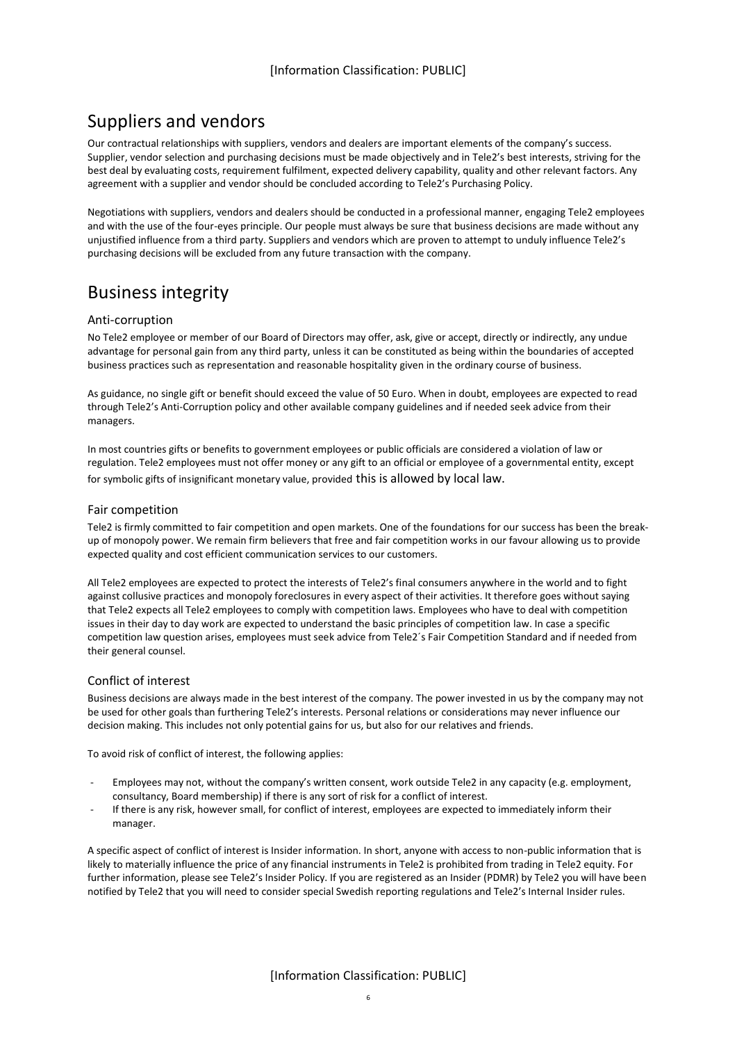# Suppliers and vendors

Our contractual relationships with suppliers, vendors and dealers are important elements of the company's success. Supplier, vendor selection and purchasing decisions must be made objectively and in Tele2's best interests, striving for the best deal by evaluating costs, requirement fulfilment, expected delivery capability, quality and other relevant factors. Any agreement with a supplier and vendor should be concluded according to Tele2's Purchasing Policy.

Negotiations with suppliers, vendors and dealers should be conducted in a professional manner, engaging Tele2 employees and with the use of the four-eyes principle. Our people must always be sure that business decisions are made without any unjustified influence from a third party. Suppliers and vendors which are proven to attempt to unduly influence Tele2's purchasing decisions will be excluded from any future transaction with the company.

# Business integrity

## Anti-corruption

No Tele2 employee or member of our Board of Directors may offer, ask, give or accept, directly or indirectly, any undue advantage for personal gain from any third party, unless it can be constituted as being within the boundaries of accepted business practices such as representation and reasonable hospitality given in the ordinary course of business.

As guidance, no single gift or benefit should exceed the value of 50 Euro. When in doubt, employees are expected to read through Tele2's Anti-Corruption policy and other available company guidelines and if needed seek advice from their managers.

In most countries gifts or benefits to government employees or public officials are considered a violation of law or regulation. Tele2 employees must not offer money or any gift to an official or employee of a governmental entity, except for symbolic gifts of insignificant monetary value, provided this is allowed by local law.

## Fair competition

Tele2 is firmly committed to fair competition and open markets. One of the foundations for our success has been the break-up of monopoly power. We remain firm believers that free and fair competition works in our favour allowing us to provide expected quality and cost efficient communication services to our customers.

All Tele2 employees are expected to protect the interests of Tele2's final consumers anywhere in the world and to fight against collusive practices and monopoly foreclosures in every aspect of their activities. It therefore goes without saying that Tele2 expects all Tele2 employees to comply with competition laws. Employees who have to deal with competition issues in their day to day work are expected to understand the basic principles of competition law. In case a specific competition law question arises, employees must seek advice from Tele2´s Fair Competition Standard and if needed from their general counsel.

## Conflict of interest

Business decisions are always made in the best interest of the company. The power invested in us by the company may not be used for other goals than furthering Tele2's interests. Personal relations or considerations may never influence our decision making. This includes not only potential gains for us, but also for our relatives and friends.

To avoid risk of conflict of interest, the following applies:

- Employees may not, without the company's written consent, work outside Tele2 in any capacity (e.g. employment, consultancy, Board membership) if there is any sort of risk for a conflict of interest.
- If there is any risk, however small, for conflict of interest, employees are expected to immediately inform their manager.

A specific aspect of conflict of interest is Insider information. In short, anyone with access to non-public information that is likely to materially influence the price of any financial instruments in Tele2 is prohibited from trading in Tele2 equity. For further information, please see Tele2's Insider Policy. If you are registered as an Insider (PDMR) by Tele2 you will have been notified by Tele2 that you will need to consider special Swedish reporting regulations and Tele2's Internal Insider rules.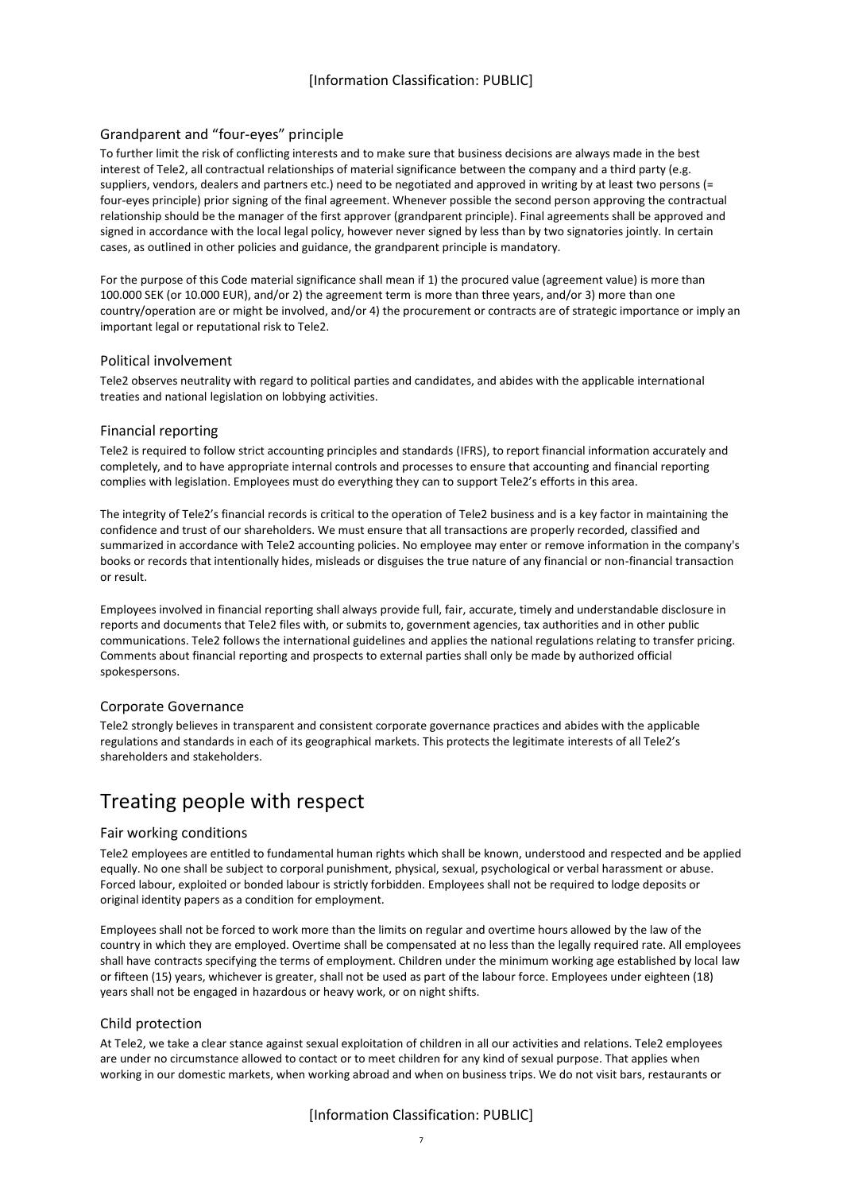### Grandparent and "four-eyes" principle

To further limit the risk of conflicting interests and to make sure that business decisions are always made in the best interest of Tele2, all contractual relationships of material significance between the company and a third party (e.g. suppliers, vendors, dealers and partners etc.) need to be negotiated and approved in writing by at least two persons (= four-eyes principle) prior signing of the final agreement. Whenever possible the second person approving the contractual relationship should be the manager of the first approver (grandparent principle). Final agreements shall be approved and signed in accordance with the local legal policy, however never signed by less than by two signatories jointly. In certain cases, as outlined in other policies and guidance, the grandparent principle is mandatory.

For the purpose of this Code material significance shall mean if 1) the procured value (agreement value) is more than 100.000 SEK (or 10.000 EUR), and/or 2) the agreement term is more than three years, and/or 3) more than one country/operation are or might be involved, and/or 4) the procurement or contracts are of strategic importance or imply an important legal or reputational risk to Tele2.

### Political involvement

Tele2 observes neutrality with regard to political parties and candidates, and abides with the applicable international treaties and national legislation on lobbying activities.

### Financial reporting

Tele2 is required to follow strict accounting principles and standards (IFRS), to report financial information accurately and completely, and to have appropriate internal controls and processes to ensure that accounting and financial reporting complies with legislation. Employees must do everything they can to support Tele2's efforts in this area.

The integrity of Tele2's financial records is critical to the operation of Tele2 business and is a key factor in maintaining the confidence and trust of our shareholders. We must ensure that all transactions are properly recorded, classified and summarized in accordance with Tele2 accounting policies. No employee may enter or remove information in the company's books or records that intentionally hides, misleads or disguises the true nature of any financial or non-financial transaction or result.

Employees involved in financial reporting shall always provide full, fair, accurate, timely and understandable disclosure in reports and documents that Tele2 files with, or submits to, government agencies, tax authorities and in other public communications. Tele2 follows the international guidelines and applies the national regulations relating to transfer pricing. Comments about financial reporting and prospects to external parties shall only be made by authorized official spokespersons.

### Corporate Governance

Tele2 strongly believes in transparent and consistent corporate governance practices and abides with the applicable regulations and standards in each of its geographical markets. This protects the legitimate interests of all Tele2's shareholders and stakeholders.

## Treating people with respect

### Fair working conditions

Tele2 employees are entitled to fundamental human rights which shall be known, understood and respected and be applied equally. No one shall be subject to corporal punishment, physical, sexual, psychological or verbal harassment or abuse. Forced labour, exploited or bonded labour is strictly forbidden. Employees shall not be required to lodge deposits or original identity papers as a condition for employment.

Employees shall not be forced to work more than the limits on regular and overtime hours allowed by the law of the country in which they are employed. Overtime shall be compensated at no less than the legally required rate. All employees shall have contracts specifying the terms of employment. Children under the minimum working age established by local law or fifteen (15) years, whichever is greater, shall not be used as part of the labour force. Employees under eighteen (18) years shall not be engaged in hazardous or heavy work, or on night shifts.

### Child protection

At Tele2, we take a clear stance against sexual exploitation of children in all our activities and relations. Tele2 employees are under no circumstance allowed to contact or to meet children for any kind of sexual purpose. That applies when working in our domestic markets, when working abroad and when on business trips. We do not visit bars, restaurants or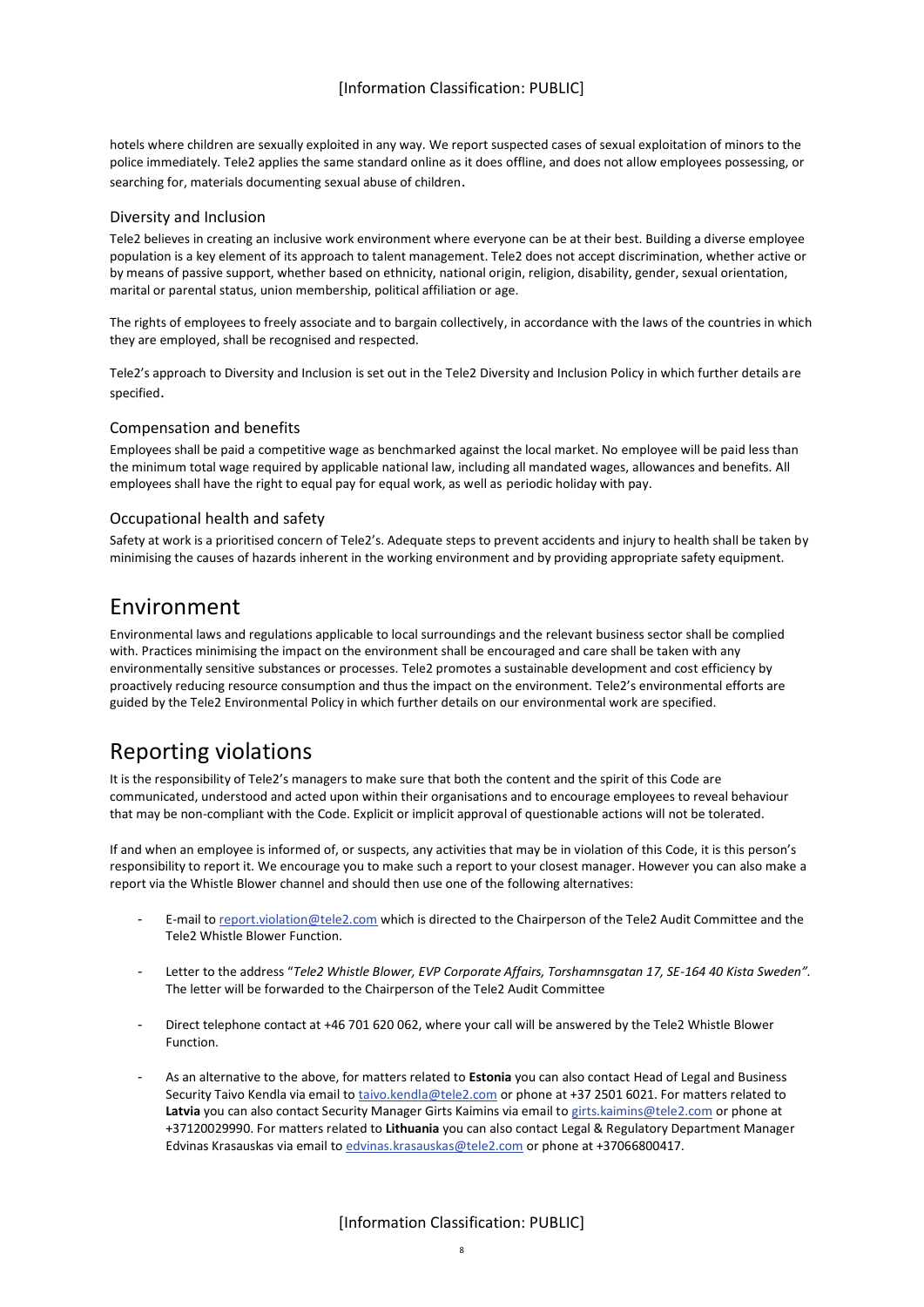hotels where children are sexually exploited in any way. We report suspected cases of sexual exploitation of minors to the police immediately. Tele2 applies the same standard online as it does offline, and does not allow employees possessing, or searching for, materials documenting sexual abuse of children.

### Diversity and Inclusion

Tele2 believes in creating an inclusive work environment where everyone can be at their best. Building a diverse employee population is a key element of its approach to talent management. Tele2 does not accept discrimination, whether active or by means of passive support, whether based on ethnicity, national origin, religion, disability, gender, sexual orientation, marital or parental status, union membership, political affiliation or age.

The rights of employees to freely associate and to bargain collectively, in accordance with the laws of the countries in which they are employed, shall be recognised and respected.

Tele2's approach to Diversity and Inclusion is set out in the Tele2 Diversity and Inclusion Policy in which further details are specified.

### Compensation and benefits

Employees shall be paid a competitive wage as benchmarked against the local market. No employee will be paid less than the minimum total wage required by applicable national law, including all mandated wages, allowances and benefits. All employees shall have the right to equal pay for equal work, as well as periodic holiday with pay.

### Occupational health and safety

Safety at work is a prioritised concern of Tele2's. Adequate steps to prevent accidents and injury to health shall be taken by minimising the causes of hazards inherent in the working environment and by providing appropriate safety equipment.

## Environment

Environmental laws and regulations applicable to local surroundings and the relevant business sector shall be complied with. Practices minimising the impact on the environment shall be encouraged and care shall be taken with any environmentally sensitive substances or processes. Tele2 promotes a sustainable development and cost efficiency by proactively reducing resource consumption and thus the impact on the environment. Tele2's environmental efforts are guided by the Tele2 Environmental Policy in which further details on our environmental work are specified.

## Reporting violations

It is the responsibility of Tele2's managers to make sure that both the content and the spirit of this Code are communicated, understood and acted upon within their organisations and to encourage employees to reveal behaviour that may be non-compliant with the Code. Explicit or implicit approval of questionable actions will not be tolerated.

If and when an employee is informed of, or suspects, any activities that may be in violation of this Code, it is this person's responsibility to report it. We encourage you to make such a report to your closest manager. However you can also make a report via the Whistle Blower channel and should then use one of the following alternatives:

- E-mail to report.violation@tele2.com which is directed to the Chairperson of the Tele2 Audit Committee and the Tele2 Whistle Blower Function.
- Letter to the address "*Tele2 Whistle Blower, EVP Corporate Affairs, Torshamnsgatan 17, SE-164 40 Kista Sweden".* The letter will be forwarded to the Chairperson of the Tele2 Audit Committee
- Direct telephone contact at +46 701 620 062, where your call will be answered by the Tele2 Whistle Blower Function.
- As an alternative to the above, for matters related to **Estonia** you can also contact Head of Legal and Business Security Taivo Kendla via email to taivo.kendla@tele2.com or phone at +37 2501 6021. For matters related to **Latvia** you can also contact Security Manager Girts Kaimins via email to girts.kaimins@tele2.com or phone at +37120029990. For matters related to **Lithuania** you can also contact Legal & Regulatory Department Manager Edvinas Krasauskas via email to edvinas.krasauskas@tele2.com or phone at +37066800417.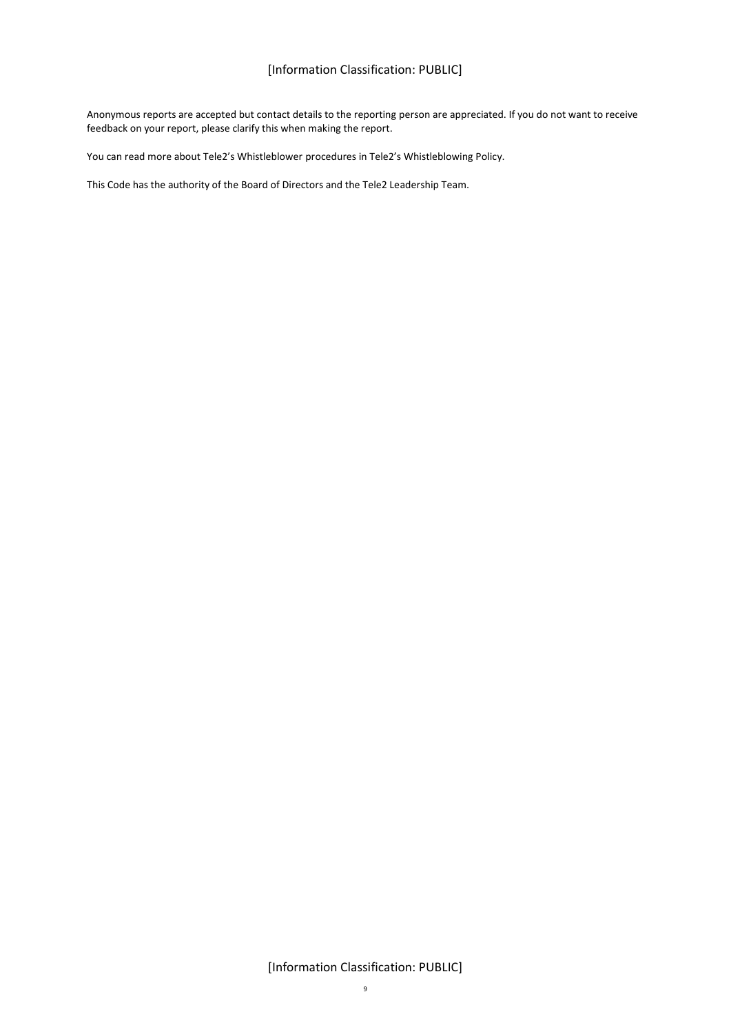Anonymous reports are accepted but contact details to the reporting person are appreciated. If you do not want to receive feedback on your report, please clarify this when making the report.

You can read more about Tele2's Whistleblower procedures in Tele2's Whistleblowing Policy.

This Code has the authority of the Board of Directors and the Tele2 Leadership Team.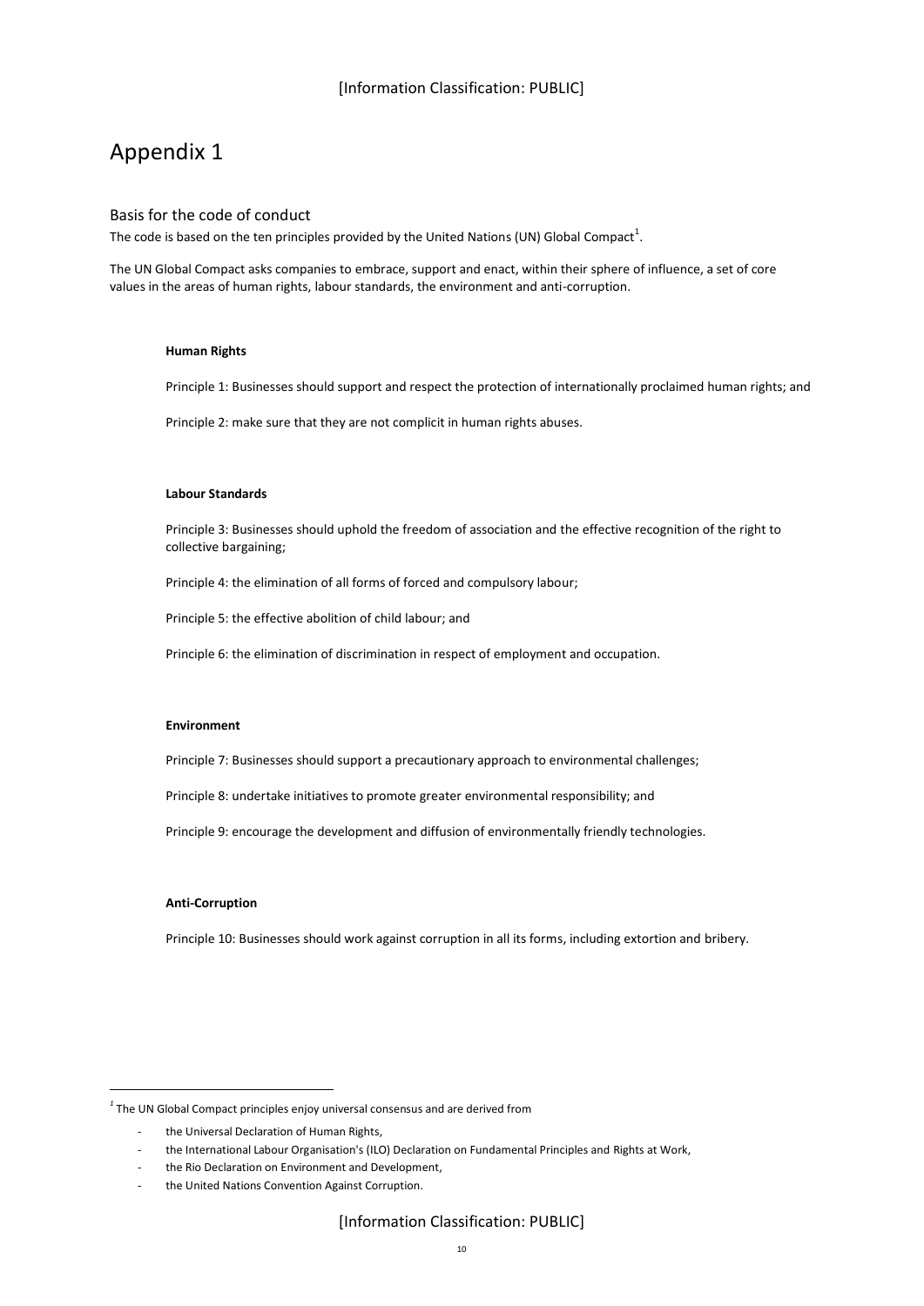# Appendix 1

## Basis for the code of conduct

The code is based on the ten principles provided by the United Nations (UN) Global Compact[1].

The UN Global Compact asks companies to embrace, support and enact, within their sphere of influence, a set of core values in the areas of human rights, labour standards, the environment and anti-corruption.

**Human Rights**

Principle 1: Businesses should support and respect the protection of internationally proclaimed human rights; and

Principle 2: make sure that they are not complicit in human rights abuses.

**Labour Standards**

Principle 3: Businesses should uphold the freedom of association and the effective recognition of the right to collective bargaining;

Principle 4: the elimination of all forms of forced and compulsory labour;

Principle 5: the effective abolition of child labour; and

Principle 6: the elimination of discrimination in respect of employment and occupation.

**Environment**

Principle 7: Businesses should support a precautionary approach to environmental challenges;

Principle 8: undertake initiatives to promote greater environmental responsibility; and

Principle 9: encourage the development and diffusion of environmentally friendly technologies.

**Anti-Corruption**

Principle 10: Businesses should work against corruption in all its forms, including extortion and bribery.

---

[1] The UN Global Compact principles enjoy universal consensus and are derived from

- the Universal Declaration of Human Rights,
- the International Labour Organisation's (ILO) Declaration on Fundamental Principles and Rights at Work,
- the Rio Declaration on Environment and Development,
- the United Nations Convention Against Corruption.